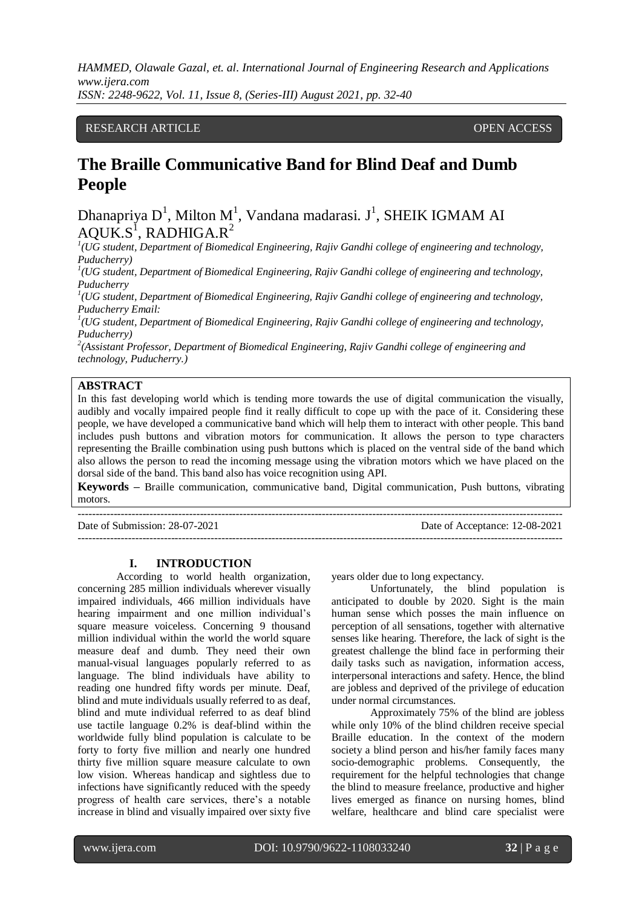RESEARCH ARTICLE OPEN ACCESS

# The Braille Communicative Band for Blind Deaf and Dumb People

Dhanapriya D[1], Milton M[1], Vandana madarasi. J[1], SHEIK IGMAM AI AQUK.S[1], RADHIGA.R[2]

[1](UG student, Department of Biomedical Engineering, Rajiv Gandhi college of engineering and technology, Puducherry)

[1](UG student, Department of Biomedical Engineering, Rajiv Gandhi college of engineering and technology, Puducherry

[1](UG student, Department of Biomedical Engineering, Rajiv Gandhi college of engineering and technology, Puducherry Email:

[1](UG student, Department of Biomedical Engineering, Rajiv Gandhi college of engineering and technology, Puducherry)

[2](Assistant Professor, Department of Biomedical Engineering, Rajiv Gandhi college of engineering and technology, Puducherry.)

**ABSTRACT**

In this fast developing world which is tending more towards the use of digital communication the visually, audibly and vocally impaired people find it really difficult to cope up with the pace of it. Considering these people, we have developed a communicative band which will help them to interact with other people. This band includes push buttons and vibration motors for communication. It allows the person to type characters representing the Braille combination using push buttons which is placed on the ventral side of the band which also allows the person to read the incoming message using the vibration motors which we have placed on the dorsal side of the band. This band also has voice recognition using API.

**Keywords –** Braille communication, communicative band, Digital communication, Push buttons, vibrating motors.

---

Date of Submission: 28-07-2021 Date of Acceptance: 12-08-2021

---

## I. INTRODUCTION

According to world health organization, concerning 285 million individuals wherever visually impaired individuals, 466 million individuals have hearing impairment and one million individual's square measure voiceless. Concerning 9 thousand million individual within the world the world square measure deaf and dumb. They need their own manual-visual languages popularly referred to as language. The blind individuals have ability to reading one hundred fifty words per minute. Deaf, blind and mute individuals usually referred to as deaf, blind and mute individual referred to as deaf blind use tactile language 0.2% is deaf-blind within the worldwide fully blind population is calculate to be forty to forty five million and nearly one hundred thirty five million square measure calculate to own low vision. Whereas handicap and sightless due to infections have significantly reduced with the speedy progress of health care services, there's a notable increase in blind and visually impaired over sixty five years older due to long expectancy.

Unfortunately, the blind population is anticipated to double by 2020. Sight is the main human sense which posses the main influence on perception of all sensations, together with alternative senses like hearing. Therefore, the lack of sight is the greatest challenge the blind face in performing their daily tasks such as navigation, information access, interpersonal interactions and safety. Hence, the blind are jobless and deprived of the privilege of education under normal circumstances.

Approximately 75% of the blind are jobless while only 10% of the blind children receive special Braille education. In the context of the modern society a blind person and his/her family faces many socio-demographic problems. Consequently, the requirement for the helpful technologies that change the blind to measure freelance, productive and higher lives emerged as finance on nursing homes, blind welfare, healthcare and blind care specialist were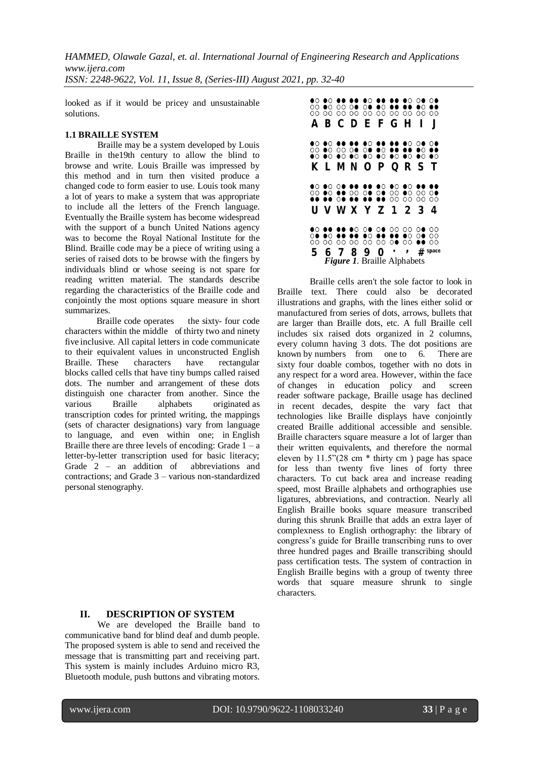looked as if it would be pricey and unsustainable solutions.

### 1.1 BRAILLE SYSTEM

Braille may be a system developed by Louis Braille in the19th century to allow the blind to browse and write. Louis Braille was impressed by this method and in turn then visited produce a changed code to form easier to use. Louis took many a lot of years to make a system that was appropriate to include all the letters of the French language. Eventually the Braille system has become widespread with the support of a bunch United Nations agency was to become the Royal National Institute for the Blind. Braille code may be a piece of writing using a series of raised dots to be browse with the fingers by individuals blind or whose seeing is not spare for reading written material. The standards describe regarding the characteristics of the Braille code and conjointly the most options square measure in short summarizes.

Braille code operates the sixty- four code characters within the middle of thirty two and ninety five inclusive. All capital letters in code communicate to their equivalent values in unconstructed English Braille. These characters have rectangular blocks called cells that have tiny bumps called raised dots. The number and arrangement of these dots distinguish one character from another. Since the various Braille alphabets originated as transcription codes for printed writing, the mappings (sets of character designations) vary from language to language, and even within one; in English Braille there are three levels of encoding: Grade 1 – a letter-by-letter transcription used for basic literacy; Grade 2 – an addition of abbreviations and contractions; and Grade 3 – various non-standardized personal stenography.

A B C D E F G H I J

K L M N O P Q R S T

U V W X Y Z 1 2 3 4

5 6 7 8 9 0 · ' # space

***Figure 1***. Braille Alphabets

Braille cells aren't the sole factor to look in Braille text. There could also be decorated illustrations and graphs, with the lines either solid or manufactured from series of dots, arrows, bullets that are larger than Braille dots, etc. A full Braille cell includes six raised dots organized in 2 columns, every column having 3 dots. The dot positions are known by numbers from one to 6. There are sixty four doable combos, together with no dots in any respect for a word area. However, within the face of changes in education policy and screen reader software package, Braille usage has declined in recent decades, despite the vary fact that technologies like Braille displays have conjointly created Braille additional accessible and sensible. Braille characters square measure a lot of larger than their written equivalents, and therefore the normal eleven by 11.5"(28 cm * thirty cm ) page has space for less than twenty five lines of forty three characters. To cut back area and increase reading speed, most Braille alphabets and orthographies use ligatures, abbreviations, and contraction. Nearly all English Braille books square measure transcribed during this shrunk Braille that adds an extra layer of complexness to English orthography: the library of congress's guide for Braille transcribing runs to over three hundred pages and Braille transcribing should pass certification tests. The system of contraction in English Braille begins with a group of twenty three words that square measure shrunk to single characters.

## II. DESCRIPTION OF SYSTEM

We are developed the Braille band to communicative band for blind deaf and dumb people. The proposed system is able to send and received the message that is transmitting part and receiving part. This system is mainly includes Arduino micro R3, Bluetooth module, push buttons and vibrating motors.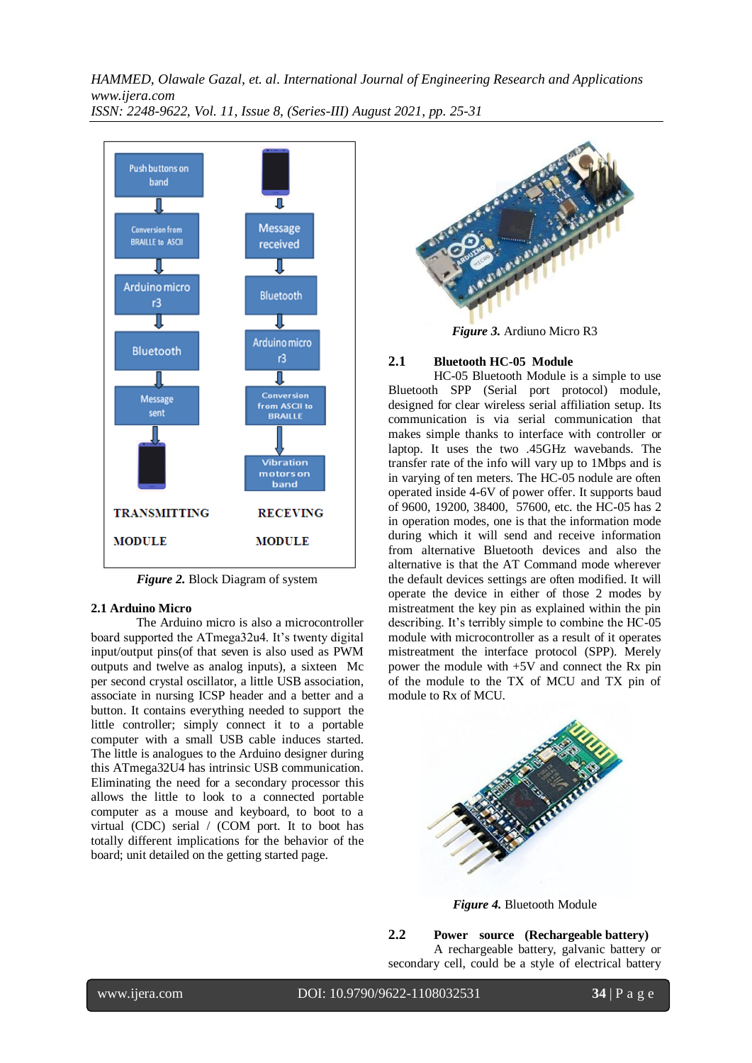Figure 2. Block Diagram of system

## 2.1 Arduino Micro

The Arduino micro is also a microcontroller board supported the ATmega32u4. It's twenty digital input/output pins(of that seven is also used as PWM outputs and twelve as analog inputs), a sixteen Mc per second crystal oscillator, a little USB association, associate in nursing ICSP header and a better and a button. It contains everything needed to support the little controller; simply connect it to a portable computer with a small USB cable induces started. The little is analogues to the Arduino designer during this ATmega32U4 has intrinsic USB communication. Eliminating the need for a secondary processor this allows the little to look to a connected portable computer as a mouse and keyboard, to boot to a virtual (CDC) serial / (COM port. It to boot has totally different implications for the behavior of the board; unit detailed on the getting started page.

*Figure 3.* Ardiuno Micro R3

## 2.1 Bluetooth HC-05 Module

HC-05 Bluetooth Module is a simple to use Bluetooth SPP (Serial port protocol) module, designed for clear wireless serial affiliation setup. Its communication is via serial communication that makes simple thanks to interface with controller or laptop. It uses the two .45GHz wavebands. The transfer rate of the info will vary up to 1Mbps and is in varying of ten meters. The HC-05 nodule are often operated inside 4-6V of power offer. It supports baud of 9600, 19200, 38400, 57600, etc. the HC-05 has 2 in operation modes, one is that the information mode during which it will send and receive information from alternative Bluetooth devices and also the alternative is that the AT Command mode wherever the default devices settings are often modified. It will operate the device in either of those 2 modes by mistreatment the key pin as explained within the pin describing. It's terribly simple to combine the HC-05 module with microcontroller as a result of it operates mistreatment the interface protocol (SPP). Merely power the module with +5V and connect the Rx pin of the module to the TX of MCU and TX pin of module to Rx of MCU.

*Figure 4.* Bluetooth Module

## 2.2 Power source (Rechargeable battery)

A rechargeable battery, galvanic battery or secondary cell, could be a style of electrical battery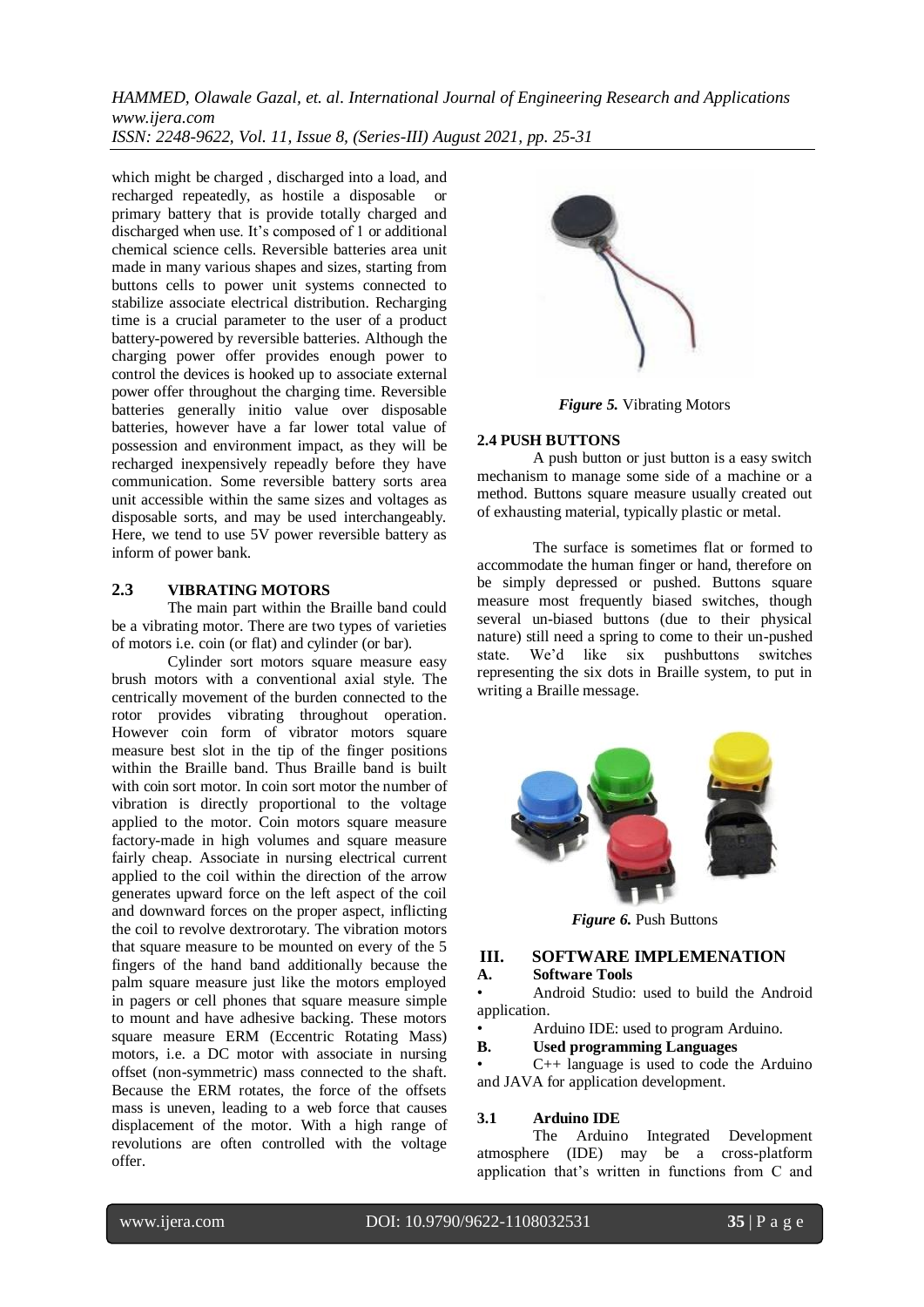which might be charged , discharged into a load, and recharged repeatedly, as hostile a disposable or primary battery that is provide totally charged and discharged when use. It's composed of 1 or additional chemical science cells. Reversible batteries area unit made in many various shapes and sizes, starting from buttons cells to power unit systems connected to stabilize associate electrical distribution. Recharging time is a crucial parameter to the user of a product battery-powered by reversible batteries. Although the charging power offer provides enough power to control the devices is hooked up to associate external power offer throughout the charging time. Reversible batteries generally initio value over disposable batteries, however have a far lower total value of possession and environment impact, as they will be recharged inexpensively repeadly before they have communication. Some reversible battery sorts area unit accessible within the same sizes and voltages as disposable sorts, and may be used interchangeably. Here, we tend to use 5V power reversible battery as inform of power bank.

## 2.3 VIBRATING MOTORS

The main part within the Braille band could be a vibrating motor. There are two types of varieties of motors i.e. coin (or flat) and cylinder (or bar).

Cylinder sort motors square measure easy brush motors with a conventional axial style. The centrically movement of the burden connected to the rotor provides vibrating throughout operation. However coin form of vibrator motors square measure best slot in the tip of the finger positions within the Braille band. Thus Braille band is built with coin sort motor. In coin sort motor the number of vibration is directly proportional to the voltage applied to the motor. Coin motors square measure factory-made in high volumes and square measure fairly cheap. Associate in nursing electrical current applied to the coil within the direction of the arrow generates upward force on the left aspect of the coil and downward forces on the proper aspect, inflicting the coil to revolve dextrorotary. The vibration motors that square measure to be mounted on every of the 5 fingers of the hand band additionally because the palm square measure just like the motors employed in pagers or cell phones that square measure simple to mount and have adhesive backing. These motors square measure ERM (Eccentric Rotating Mass) motors, i.e. a DC motor with associate in nursing offset (non-symmetric) mass connected to the shaft. Because the ERM rotates, the force of the offsets mass is uneven, leading to a web force that causes displacement of the motor. With a high range of revolutions are often controlled with the voltage offer.

*Figure 5.* Vibrating Motors

## 2.4 PUSH BUTTONS

A push button or just button is a easy switch mechanism to manage some side of a machine or a method. Buttons square measure usually created out of exhausting material, typically plastic or metal.

The surface is sometimes flat or formed to accommodate the human finger or hand, therefore on be simply depressed or pushed. Buttons square measure most frequently biased switches, though several un-biased buttons (due to their physical nature) still need a spring to come to their un-pushed state. We'd like six pushbuttons switches representing the six dots in Braille system, to put in writing a Braille message.

*Figure 6.* Push Buttons

# III. SOFTWARE IMPLEMENATION

## A. Software Tools

- Android Studio: used to build the Android application.
- Arduino IDE: used to program Arduino.

## B. Used programming Languages

- C++ language is used to code the Arduino and JAVA for application development.

## 3.1 Arduino IDE

The Arduino Integrated Development atmosphere (IDE) may be a cross-platform application that's written in functions from C and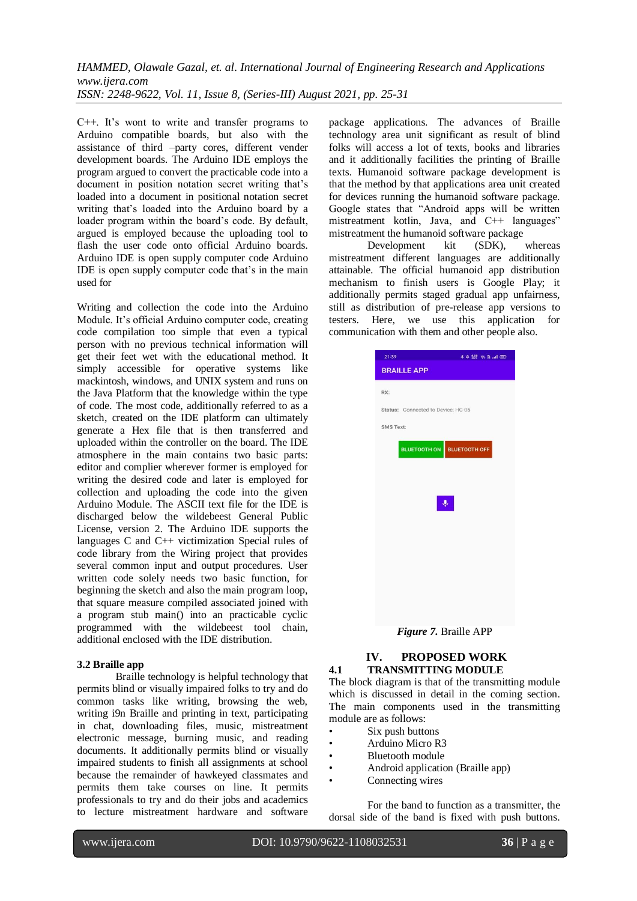C++. It's wont to write and transfer programs to Arduino compatible boards, but also with the assistance of third –party cores, different vender development boards. The Arduino IDE employs the program argued to convert the practicable code into a document in position notation secret writing that's loaded into a document in positional notation secret writing that's loaded into the Arduino board by a loader program within the board's code. By default, argued is employed because the uploading tool to flash the user code onto official Arduino boards. Arduino IDE is open supply computer code Arduino IDE is open supply computer code that's in the main used for

Writing and collection the code into the Arduino Module. It's official Arduino computer code, creating code compilation too simple that even a typical person with no previous technical information will get their feet wet with the educational method. It simply accessible for operative systems like mackintosh, windows, and UNIX system and runs on the Java Platform that the knowledge within the type of code. The most code, additionally referred to as a sketch, created on the IDE platform can ultimately generate a Hex file that is then transferred and uploaded within the controller on the board. The IDE atmosphere in the main contains two basic parts: editor and complier wherever former is employed for writing the desired code and later is employed for collection and uploading the code into the given Arduino Module. The ASCII text file for the IDE is discharged below the wildebeest General Public License, version 2. The Arduino IDE supports the languages C and C++ victimization Special rules of code library from the Wiring project that provides several common input and output procedures. User written code solely needs two basic function, for beginning the sketch and also the main program loop, that square measure compiled associated joined with a program stub main() into an practicable cyclic programmed with the wildebeest tool chain, additional enclosed with the IDE distribution.

### 3.2 Braille app

Braille technology is helpful technology that permits blind or visually impaired folks to try and do common tasks like writing, browsing the web, writing i9n Braille and printing in text, participating in chat, downloading files, music, mistreatment electronic message, burning music, and reading documents. It additionally permits blind or visually impaired students to finish all assignments at school because the remainder of hawkeyed classmates and permits them take courses on line. It permits professionals to try and do their jobs and academics to lecture mistreatment hardware and software package applications. The advances of Braille technology area unit significant as result of blind folks will access a lot of texts, books and libraries and it additionally facilities the printing of Braille texts. Humanoid software package development is that the method by that applications area unit created for devices running the humanoid software package. Google states that "Android apps will be written mistreatment kotlin, Java, and C++ languages" mistreatment the humanoid software package

Development kit (SDK), whereas mistreatment different languages are additionally attainable. The official humanoid app distribution mechanism to finish users is Google Play; it additionally permits staged gradual app unfairness, still as distribution of pre-release app versions to testers. Here, we use this application for communication with them and other people also.

***Figure 7.*** Braille APP

## IV. PROPOSED WORK

### 4.1 TRANSMITTING MODULE

The block diagram is that of the transmitting module which is discussed in detail in the coming section. The main components used in the transmitting module are as follows:

- Six push buttons
- Arduino Micro R3
- Bluetooth module
- Android application (Braille app)
- Connecting wires

For the band to function as a transmitter, the dorsal side of the band is fixed with push buttons.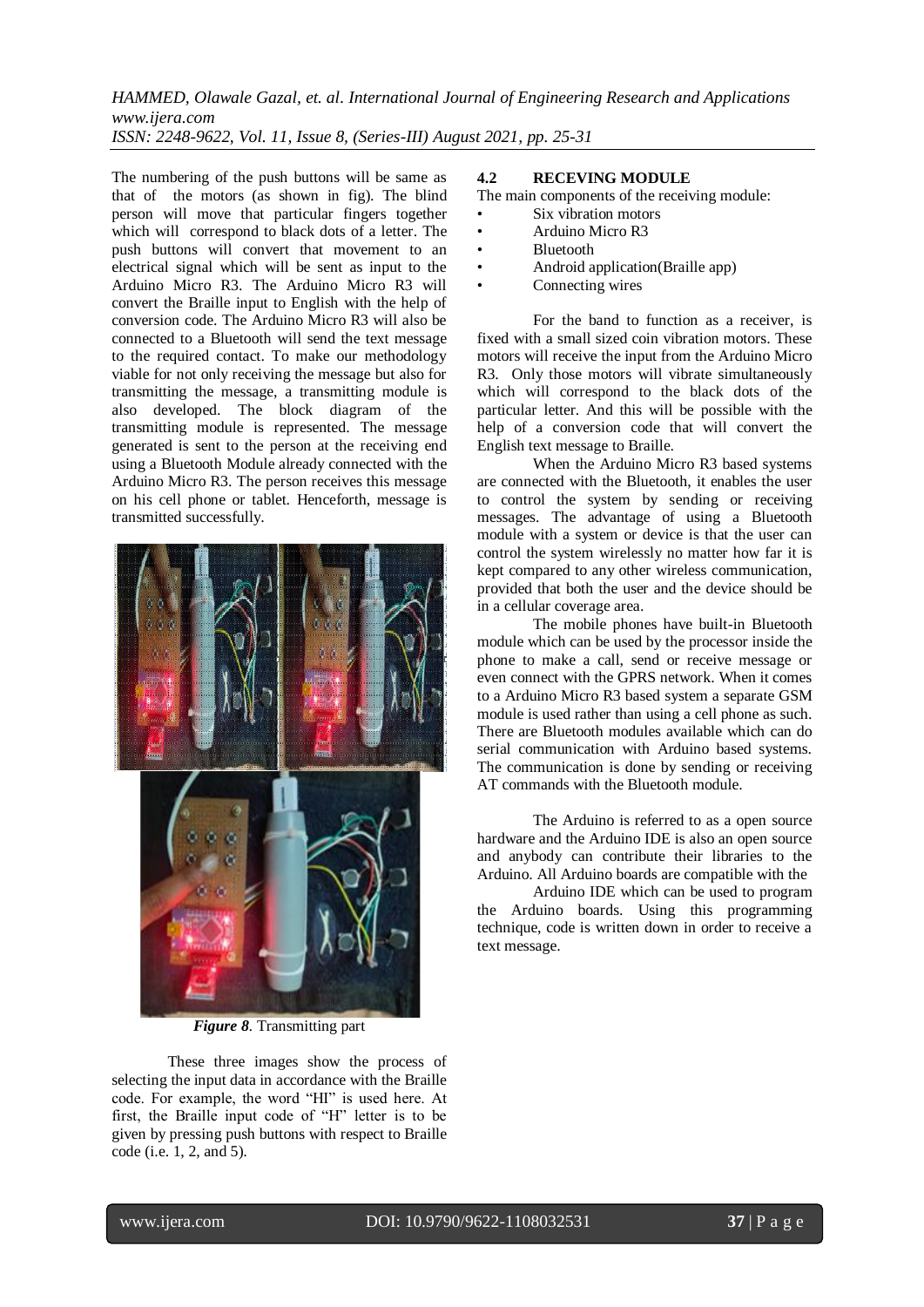The numbering of the push buttons will be same as that of the motors (as shown in fig). The blind person will move that particular fingers together which will correspond to black dots of a letter. The push buttons will convert that movement to an electrical signal which will be sent as input to the Arduino Micro R3. The Arduino Micro R3 will convert the Braille input to English with the help of conversion code. The Arduino Micro R3 will also be connected to a Bluetooth will send the text message to the required contact. To make our methodology viable for not only receiving the message but also for transmitting the message, a transmitting module is also developed. The block diagram of the transmitting module is represented. The message generated is sent to the person at the receiving end using a Bluetooth Module already connected with the Arduino Micro R3. The person receives this message on his cell phone or tablet. Henceforth, message is transmitted successfully.

***Figure 8***. Transmitting part

These three images show the process of selecting the input data in accordance with the Braille code. For example, the word "HI" is used here. At first, the Braille input code of "H" letter is to be given by pressing push buttons with respect to Braille code (i.e. 1, 2, and 5).

## 4.2 RECEVING MODULE

The main components of the receiving module:

- Six vibration motors
- Arduino Micro R3
- Bluetooth
- Android application(Braille app)
- Connecting wires

For the band to function as a receiver, is fixed with a small sized coin vibration motors. These motors will receive the input from the Arduino Micro R3. Only those motors will vibrate simultaneously which will correspond to the black dots of the particular letter. And this will be possible with the help of a conversion code that will convert the English text message to Braille.

When the Arduino Micro R3 based systems are connected with the Bluetooth, it enables the user to control the system by sending or receiving messages. The advantage of using a Bluetooth module with a system or device is that the user can control the system wirelessly no matter how far it is kept compared to any other wireless communication, provided that both the user and the device should be in a cellular coverage area.

The mobile phones have built-in Bluetooth module which can be used by the processor inside the phone to make a call, send or receive message or even connect with the GPRS network. When it comes to a Arduino Micro R3 based system a separate GSM module is used rather than using a cell phone as such. There are Bluetooth modules available which can do serial communication with Arduino based systems. The communication is done by sending or receiving AT commands with the Bluetooth module.

The Arduino is referred to as a open source hardware and the Arduino IDE is also an open source and anybody can contribute their libraries to the Arduino. All Arduino boards are compatible with the

Arduino IDE which can be used to program the Arduino boards. Using this programming technique, code is written down in order to receive a text message.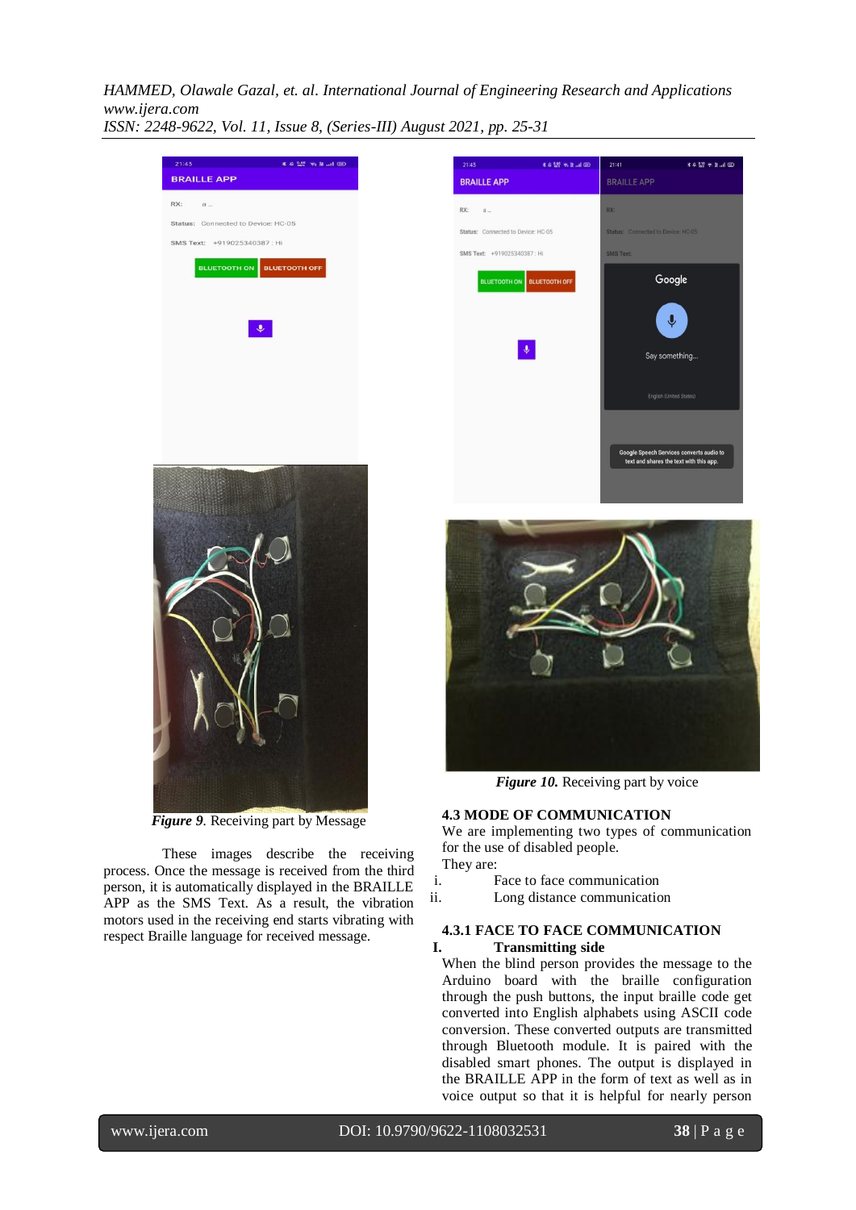*Figure 9.* Receiving part by Message

These images describe the receiving process. Once the message is received from the third person, it is automatically displayed in the BRAILLE APP as the SMS Text. As a result, the vibration motors used in the receiving end starts vibrating with respect Braille language for received message.

*Figure 10.* Receiving part by voice

### 4.3 MODE OF COMMUNICATION

We are implementing two types of communication for the use of disabled people.

They are:

i. Face to face communication
ii. Long distance communication

#### 4.3.1 FACE TO FACE COMMUNICATION

**I. Transmitting side**

When the blind person provides the message to the Arduino board with the braille configuration through the push buttons, the input braille code get converted into English alphabets using ASCII code conversion. These converted outputs are transmitted through Bluetooth module. It is paired with the disabled smart phones. The output is displayed in the BRAILLE APP in the form of text as well as in voice output so that it is helpful for nearly person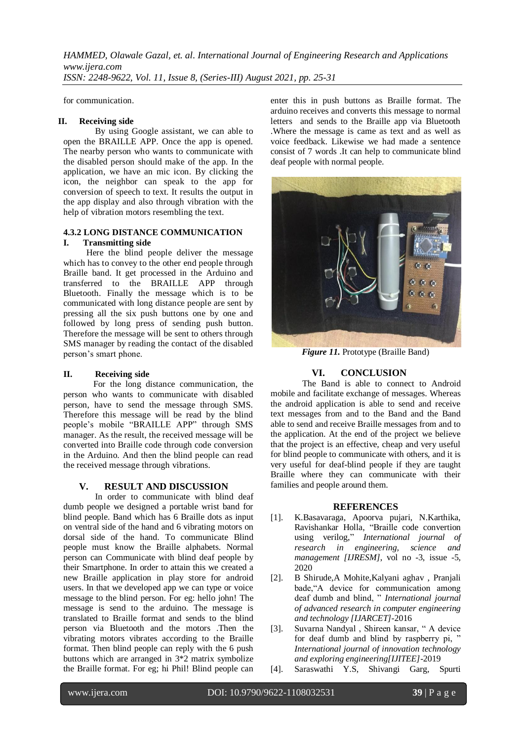for communication.

**II. Receiving side**

By using Google assistant, we can able to open the BRAILLE APP. Once the app is opened. The nearby person who wants to communicate with the disabled person should make of the app. In the application, we have an mic icon. By clicking the icon, the neighbor can speak to the app for conversion of speech to text. It results the output in the app display and also through vibration with the help of vibration motors resembling the text.

#### 4.3.2 LONG DISTANCE COMMUNICATION

**I. Transmitting side**

Here the blind people deliver the message which has to convey to the other end people through Braille band. It get processed in the Arduino and transferred to the BRAILLE APP through Bluetooth. Finally the message which is to be communicated with long distance people are sent by pressing all the six push buttons one by one and followed by long press of sending push button. Therefore the message will be sent to others through SMS manager by reading the contact of the disabled person's smart phone.

**II. Receiving side**

For the long distance communication, the person who wants to communicate with disabled person, have to send the message through SMS. Therefore this message will be read by the blind people's mobile "BRAILLE APP" through SMS manager. As the result, the received message will be converted into Braille code through code conversion in the Arduino. And then the blind people can read the received message through vibrations.

## V. RESULT AND DISCUSSION

In order to communicate with blind deaf dumb people we designed a portable wrist band for blind people. Band which has 6 Braille dots as input on ventral side of the hand and 6 vibrating motors on dorsal side of the hand. To communicate Blind people must know the Braille alphabets. Normal person can Communicate with blind deaf people by their Smartphone. In order to attain this we created a new Braille application in play store for android users. In that we developed app we can type or voice message to the blind person. For eg: hello john! The message is send to the arduino. The message is translated to Braille format and sends to the blind person via Bluetooth and the motors .Then the vibrating motors vibrates according to the Braille format. Then blind people can reply with the 6 push buttons which are arranged in 3*2 matrix symbolize the Braille format. For eg; hi Phil! Blind people can enter this in push buttons as Braille format. The arduino receives and converts this message to normal letters and sends to the Braille app via Bluetooth .Where the message is came as text and as well as voice feedback. Likewise we had made a sentence consist of 7 words .It can help to communicate blind deaf people with normal people.

***Figure 11.*** Prototype (Braille Band)

## VI. CONCLUSION

The Band is able to connect to Android mobile and facilitate exchange of messages. Whereas the android application is able to send and receive text messages from and to the Band and the Band able to send and receive Braille messages from and to the application. At the end of the project we believe that the project is an effective, cheap and very useful for blind people to communicate with others, and it is very useful for deaf-blind people if they are taught Braille where they can communicate with their families and people around them.

## REFERENCES

[1]. K.Basavaraga, Apoorva pujari, N.Karthika, Ravishankar Holla, "Braille code convertion using verilog," *International journal of research in engineering, science and management [IJRESM]*, vol no -3, issue -5, 2020

[2]. B Shirude,A Mohite,Kalyani aghav , Pranjali bade,"A device for communication among deaf dumb and blind, " *International journal of advanced research in computer engineering and technology [IJARCET]*-2016

[3]. Suvarna Nandyal , Shireen kansar, " A device for deaf dumb and blind by raspberry pi, " *International journal of innovation technology and exploring engineering[IJITEE]*-2019

[4]. Saraswathi Y.S, Shivangi Garg, Spurti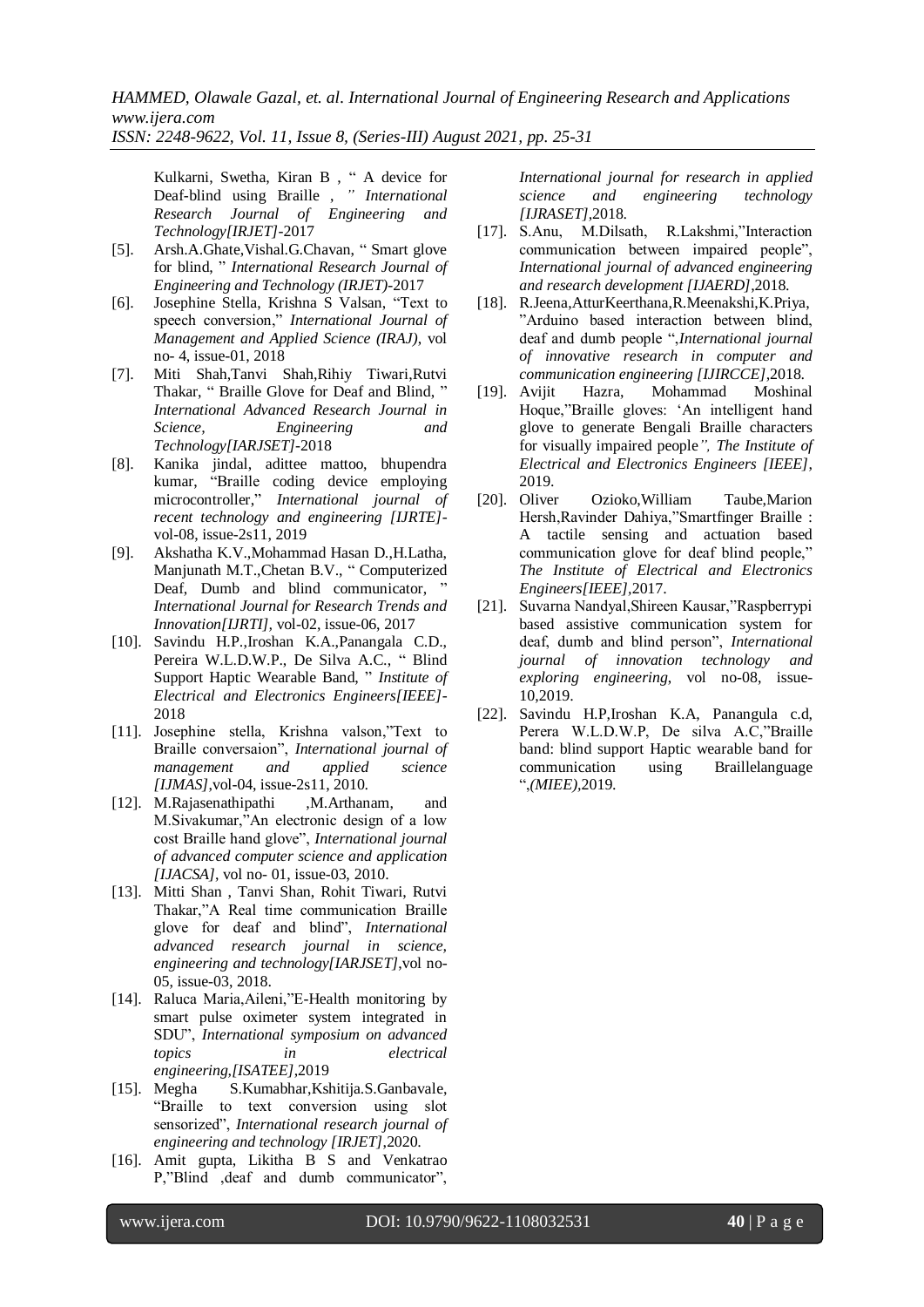Kulkarni, Swetha, Kiran B , " A device for Deaf-blind using Braille , " *International Research Journal of Engineering and Technology[IRJET]*-2017

[5]. Arsh.A.Ghate,Vishal.G.Chavan, " Smart glove for blind, " *International Research Journal of Engineering and Technology (IRJET)*-2017

[6]. Josephine Stella, Krishna S Valsan, "Text to speech conversion," *International Journal of Management and Applied Science (IRAJ)*, vol no- 4, issue-01, 2018

[7]. Miti Shah,Tanvi Shah,Rihiy Tiwari,Rutvi Thakar, " Braille Glove for Deaf and Blind, " *International Advanced Research Journal in Science, Engineering and Technology[IARJSET]*-2018

[8]. Kanika jindal, adittee mattoo, bhupendra kumar, "Braille coding device employing microcontroller," *International journal of recent technology and engineering [IJRTE]*-vol-08, issue-2s11, 2019

[9]. Akshatha K.V.,Mohammad Hasan D.,H.Latha, Manjunath M.T.,Chetan B.V., " Computerized Deaf, Dumb and blind communicator, " *International Journal for Research Trends and Innovation[IJRTI]*, vol-02, issue-06, 2017

[10]. Savindu H.P.,Iroshan K.A.,Panangala C.D., Pereira W.L.D.W.P., De Silva A.C., " Blind Support Haptic Wearable Band, " *Institute of Electrical and Electronics Engineers[IEEE]*-2018

[11]. Josephine stella, Krishna valson,"Text to Braille conversaion", *International journal of management and applied science [IJMAS]*,vol-04, issue-2s11, 2010.

[12]. M.Rajasenathipathi ,M.Arthanam, and M.Sivakumar,"An electronic design of a low cost Braille hand glove", *International journal of advanced computer science and application [IJACSA]*, vol no- 01, issue-03, 2010.

[13]. Mitti Shan , Tanvi Shan, Rohit Tiwari, Rutvi Thakar,"A Real time communication Braille glove for deaf and blind", *International advanced research journal in science, engineering and technology[IARJSET]*,vol no-05, issue-03, 2018.

[14]. Raluca Maria,Aileni,"E-Health monitoring by smart pulse oximeter system integrated in SDU", *International symposium on advanced topics in electrical engineering,[ISATEE]*,2019

[15]. Megha S.Kumabhar,Kshitija.S.Ganbavale, "Braille to text conversion using slot sensorized", *International research journal of engineering and technology [IRJET]*,2020.

[16]. Amit gupta, Likitha B S and Venkatrao P,"Blind ,deaf and dumb communicator", *International journal for research in applied science and engineering technology [IJRASET]*,2018.

[17]. S.Anu, M.Dilsath, R.Lakshmi,"Interaction communication between impaired people", *International journal of advanced engineering and research development [IJAERD]*,2018.

[18]. R.Jeena,AtturKeerthana,R.Meenakshi,K.Priya, "Arduino based interaction between blind, deaf and dumb people ",*International journal of innovative research in computer and communication engineering [IJIRCCE]*,2018.

[19]. Avijit Hazra, Mohammad Moshinal Hoque,"Braille gloves: 'An intelligent hand glove to generate Bengali Braille characters for visually impaired people*", The Institute of Electrical and Electronics Engineers [IEEE]*, 2019.

[20]. Oliver Ozioko,William Taube,Marion Hersh,Ravinder Dahiya,"Smartfinger Braille : A tactile sensing and actuation based communication glove for deaf blind people," *The Institute of Electrical and Electronics Engineers[IEEE]*,2017.

[21]. Suvarna Nandyal,Shireen Kausar,"Raspberrypi based assistive communication system for deaf, dumb and blind person", *International journal of innovation technology and exploring engineering*, vol no-08, issue-10,2019.

[22]. Savindu H.P,Iroshan K.A, Panangula c.d, Perera W.L.D.W.P, De silva A.C,"Braille band: blind support Haptic wearable band for communication using Braillelanguage ",*(MIEE)*,2019.